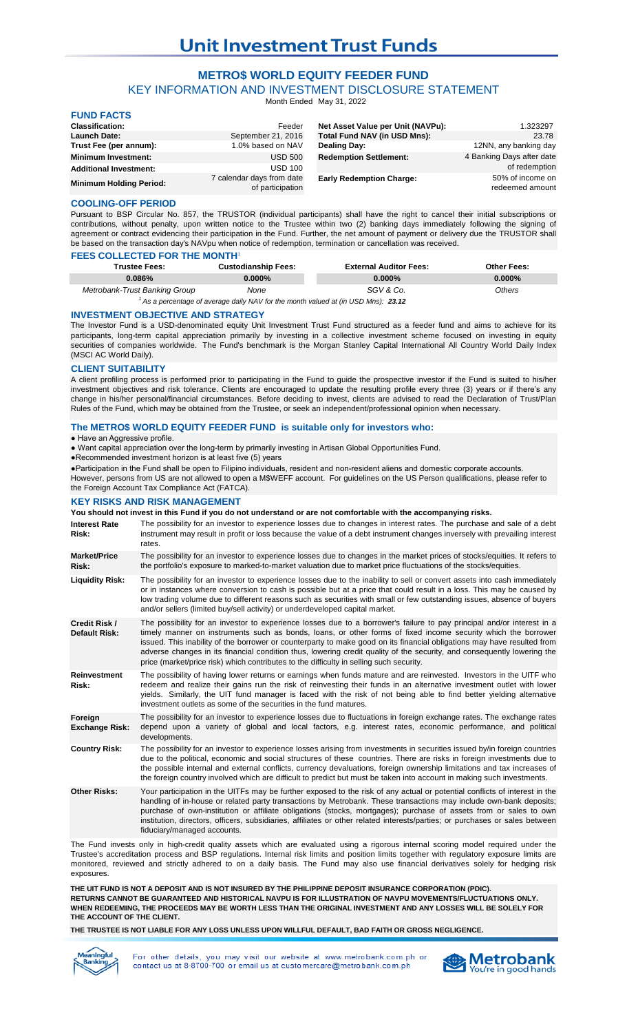# Unit Investment Trust Funds

## METRO$ WORLD EQUITY FEEDER FUND

KEY INFORMATION AND INVESTMENT DISCLOSURE STATEMENT

Month Ended May 31, 2022

### FUND FACTS

| | | | |
|---|---|---|---|
| **Classification:** | Feeder | **Net Asset Value per Unit (NAVPu):** | 1.323297 |
| **Launch Date:** | September 21, 2016 | **Total Fund NAV (in USD Mns):** | 23.78 |
| **Trust Fee (per annum):** | 1.0% based on NAV | **Dealing Day:** | 12NN, any banking day |
| **Minimum Investment:** | USD 500 | **Redemption Settlement:** | 4 Banking Days after date of redemption |
| **Additional Investment:** | USD 100 | | |
| **Minimum Holding Period:** | 7 calendar days from date of participation | **Early Redemption Charge:** | 50% of income on redeemed amount |

### COOLING-OFF PERIOD

Pursuant to BSP Circular No. 857, the TRUSTOR (individual participants) shall have the right to cancel their initial subscriptions or contributions, without penalty, upon written notice to the Trustee within two (2) banking days immediately following the signing of agreement or contract evidencing their participation in the Fund. Further, the net amount of payment or delivery due the TRUSTOR shall be based on the transaction day's NAVpu when notice of redemption, termination or cancellation was received.

### FEES COLLECTED FOR THE MONTH[1]

| Trustee Fees: | Custodianship Fees: | External Auditor Fees: | Other Fees: |
|---|---|---|---|
| 0.086% | 0.000% | 0.000% | 0.000% |
| *Metrobank-Trust Banking Group* | *None* | *SGV & Co.* | *Others* |

*[1] As a percentage of average daily NAV for the month valued at (in USD Mns): **23.12***

### INVESTMENT OBJECTIVE AND STRATEGY

The Investor Fund is a USD-denominated equity Unit Investment Trust Fund structured as a feeder fund and aims to achieve for its participants, long-term capital appreciation primarily by investing in a collective investment scheme focused on investing in equity securities of companies worldwide. The Fund's benchmark is the Morgan Stanley Capital International All Country World Daily Index (MSCI AC World Daily).

### CLIENT SUITABILITY

A client profiling process is performed prior to participating in the Fund to guide the prospective investor if the Fund is suited to his/her investment objectives and risk tolerance. Clients are encouraged to update the resulting profile every three (3) years or if there's any change in his/her personal/financial circumstances. Before deciding to invest, clients are advised to read the Declaration of Trust/Plan Rules of the Fund, which may be obtained from the Trustee, or seek an independent/professional opinion when necessary.

### The METRO$ WORLD EQUITY FEEDER FUND is suitable only for investors who:

- Have an Aggressive profile.
- Want capital appreciation over the long-term by primarily investing in Artisan Global Opportunities Fund.
- Recommended investment horizon is at least five (5) years
- Participation in the Fund shall be open to Filipino individuals, resident and non-resident aliens and domestic corporate accounts.

However, persons from US are not allowed to open a M$WEFF account. For guidelines on the US Person qualifications, please refer to the Foreign Account Tax Compliance Act (FATCA).

### KEY RISKS AND RISK MANAGEMENT

**You should not invest in this Fund if you do not understand or are not comfortable with the accompanying risks.**

| | |
|---|---|
| **Interest Rate Risk:** | The possibility for an investor to experience losses due to changes in interest rates. The purchase and sale of a debt instrument may result in profit or loss because the value of a debt instrument changes inversely with prevailing interest rates. |
| **Market/Price Risk:** | The possibility for an investor to experience losses due to changes in the market prices of stocks/equities. It refers to the portfolio's exposure to marked-to-market valuation due to market price fluctuations of the stocks/equities. |
| **Liquidity Risk:** | The possibility for an investor to experience losses due to the inability to sell or convert assets into cash immediately or in instances where conversion to cash is possible but at a price that could result in a loss. This may be caused by low trading volume due to different reasons such as securities with small or few outstanding issues, absence of buyers and/or sellers (limited buy/sell activity) or underdeveloped capital market. |
| **Credit Risk / Default Risk:** | The possibility for an investor to experience losses due to a borrower's failure to pay principal and/or interest in a timely manner on instruments such as bonds, loans, or other forms of fixed income security which the borrower issued. This inability of the borrower or counterparty to make good on its financial obligations may have resulted from adverse changes in its financial condition thus, lowering credit quality of the security, and consequently lowering the price (market/price risk) which contributes to the difficulty in selling such security. |
| **Reinvestment Risk:** | The possibility of having lower returns or earnings when funds mature and are reinvested. Investors in the UITF who redeem and realize their gains run the risk of reinvesting their funds in an alternative investment outlet with lower yields. Similarly, the UIT fund manager is faced with the risk of not being able to find better yielding alternative investment outlets as some of the securities in the fund matures. |
| **Foreign Exchange Risk:** | The possibility for an investor to experience losses due to fluctuations in foreign exchange rates. The exchange rates depend upon a variety of global and local factors, e.g. interest rates, economic performance, and political developments. |
| **Country Risk:** | The possibility for an investor to experience losses arising from investments in securities issued by/in foreign countries due to the political, economic and social structures of these countries. There are risks in foreign investments due to the possible internal and external conflicts, currency devaluations, foreign ownership limitations and tax increases of the foreign country involved which are difficult to predict but must be taken into account in making such investments. |
| **Other Risks:** | Your participation in the UITFs may be further exposed to the risk of any actual or potential conflicts of interest in the handling of in-house or related party transactions by Metrobank. These transactions may include own-bank deposits; purchase of own-institution or affiliate obligations (stocks, mortgages); purchase of assets from or sales to own institution, directors, officers, subsidiaries, affiliates or other related interests/parties; or purchases or sales between fiduciary/managed accounts. |

The Fund invests only in high-credit quality assets which are evaluated using a rigorous internal scoring model required under the Trustee's accreditation process and BSP regulations. Internal risk limits and position limits together with regulatory exposure limits are monitored, reviewed and strictly adhered to on a daily basis. The Fund may also use financial derivatives solely for hedging risk exposures.

**THE UIT FUND IS NOT A DEPOSIT AND IS NOT INSURED BY THE PHILIPPINE DEPOSIT INSURANCE CORPORATION (PDIC). RETURNS CANNOT BE GUARANTEED AND HISTORICAL NAVPU IS FOR ILLUSTRATION OF NAVPU MOVEMENTS/FLUCTUATIONS ONLY. WHEN REDEEMING, THE PROCEEDS MAY BE WORTH LESS THAN THE ORIGINAL INVESTMENT AND ANY LOSSES WILL BE SOLELY FOR THE ACCOUNT OF THE CLIENT.**

**THE TRUSTEE IS NOT LIABLE FOR ANY LOSS UNLESS UPON WILLFUL DEFAULT, BAD FAITH OR GROSS NEGLIGENCE.**

For other details, you may visit our website at www.metrobank.com.ph or contact us at 8-8700-700 or email us at customercare@metrobank.com.ph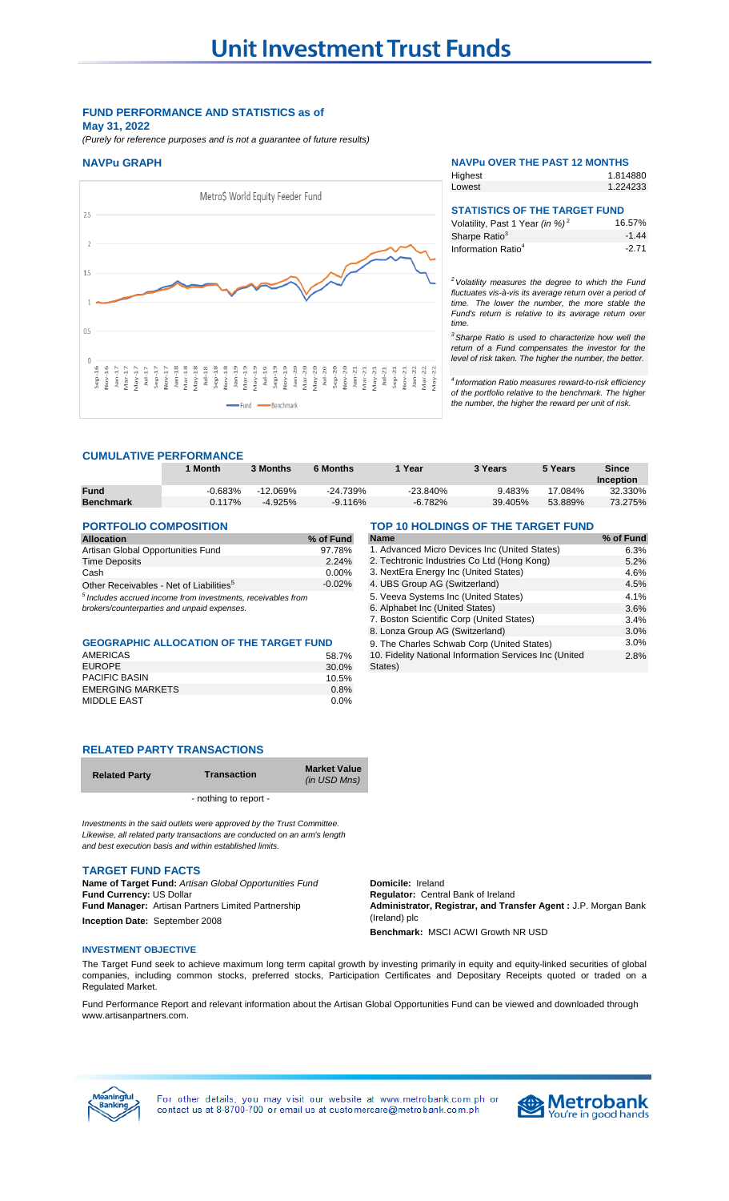# Unit Investment Trust Funds

## FUND PERFORMANCE AND STATISTICS as of May 31, 2022

*(Purely for reference purposes and is not a guarantee of future results)*

### NAVPu GRAPH

Metro$ World Equity Feeder Fund

### NAVPu OVER THE PAST 12 MONTHS

| | |
|---|---|
| Highest | 1.814880 |
| Lowest | 1.224233 |

### STATISTICS OF THE TARGET FUND

| | |
|---|---|
| Volatility, Past 1 Year (in %)[2] | 16.57% |
| Sharpe Ratio[3] | -1.44 |
| Information Ratio[4] | -2.71 |

*[2] Volatility measures the degree to which the Fund fluctuates vis-à-vis its average return over a period of time. The lower the number, the more stable the Fund's return is relative to its average return over time.*

*[3] Sharpe Ratio is used to characterize how well the return of a Fund compensates the investor for the level of risk taken. The higher the number, the better.*

*[4] Information Ratio measures reward-to-risk efficiency of the portfolio relative to the benchmark. The higher the number, the higher the reward per unit of risk.*

### CUMULATIVE PERFORMANCE

| | 1 Month | 3 Months | 6 Months | 1 Year | 3 Years | 5 Years | Since Inception |
|---|---|---|---|---|---|---|---|
| **Fund** | -0.683% | -12.069% | -24.739% | -23.840% | 9.483% | 17.084% | 32.330% |
| **Benchmark** | 0.117% | -4.925% | -9.116% | -6.782% | 39.405% | 53.889% | 73.275% |

### PORTFOLIO COMPOSITION

| Allocation | % of Fund |
|---|---|
| Artisan Global Opportunities Fund | 97.78% |
| Time Deposits | 2.24% |
| Cash | 0.00% |
| Other Receivables - Net of Liabilities[5] | -0.02% |

*[5] Includes accrued income from investments, receivables from brokers/counterparties and unpaid expenses.*

### TOP 10 HOLDINGS OF THE TARGET FUND

| Name | % of Fund |
|---|---|
| 1. Advanced Micro Devices Inc (United States) | 6.3% |
| 2. Techtronic Industries Co Ltd (Hong Kong) | 5.2% |
| 3. NextEra Energy Inc (United States) | 4.6% |
| 4. UBS Group AG (Switzerland) | 4.5% |
| 5. Veeva Systems Inc (United States) | 4.1% |
| 6. Alphabet Inc (United States) | 3.6% |
| 7. Boston Scientific Corp (United States) | 3.4% |
| 8. Lonza Group AG (Switzerland) | 3.0% |
| 9. The Charles Schwab Corp (United States) | 3.0% |
| 10. Fidelity National Information Services Inc (United States) | 2.8% |

### GEOGRAPHIC ALLOCATION OF THE TARGET FUND

| | |
|---|---|
| AMERICAS | 58.7% |
| EUROPE | 30.0% |
| PACIFIC BASIN | 10.5% |
| EMERGING MARKETS | 0.8% |
| MIDDLE EAST | 0.0% |

### RELATED PARTY TRANSACTIONS

| Related Party | Transaction | Market Value *(in USD Mns)* |
|---|---|---|
| | - nothing to report - | |

*Investments in the said outlets were approved by the Trust Committee. Likewise, all related party transactions are conducted on an arm's length and best execution basis and within established limits.*

### TARGET FUND FACTS

**Name of Target Fund:** *Artisan Global Opportunities Fund*
**Fund Currency:** US Dollar
**Fund Manager:** Artisan Partners Limited Partnership
**Inception Date:** September 2008
**Domicile:** Ireland
**Regulator:** Central Bank of Ireland
**Administrator, Registrar, and Transfer Agent :** J.P. Morgan Bank (Ireland) plc
**Benchmark:** MSCI ACWI Growth NR USD

### INVESTMENT OBJECTIVE

The Target Fund seek to achieve maximum long term capital growth by investing primarily in equity and equity-linked securities of global companies, including common stocks, preferred stocks, Participation Certificates and Depositary Receipts quoted or traded on a Regulated Market.

Fund Performance Report and relevant information about the Artisan Global Opportunities Fund can be viewed and downloaded through www.artisanpartners.com.

For other details, you may visit our website at www.metrobank.com.ph or contact us at 8-8700-700 or email us at customercare@metrobank.com.ph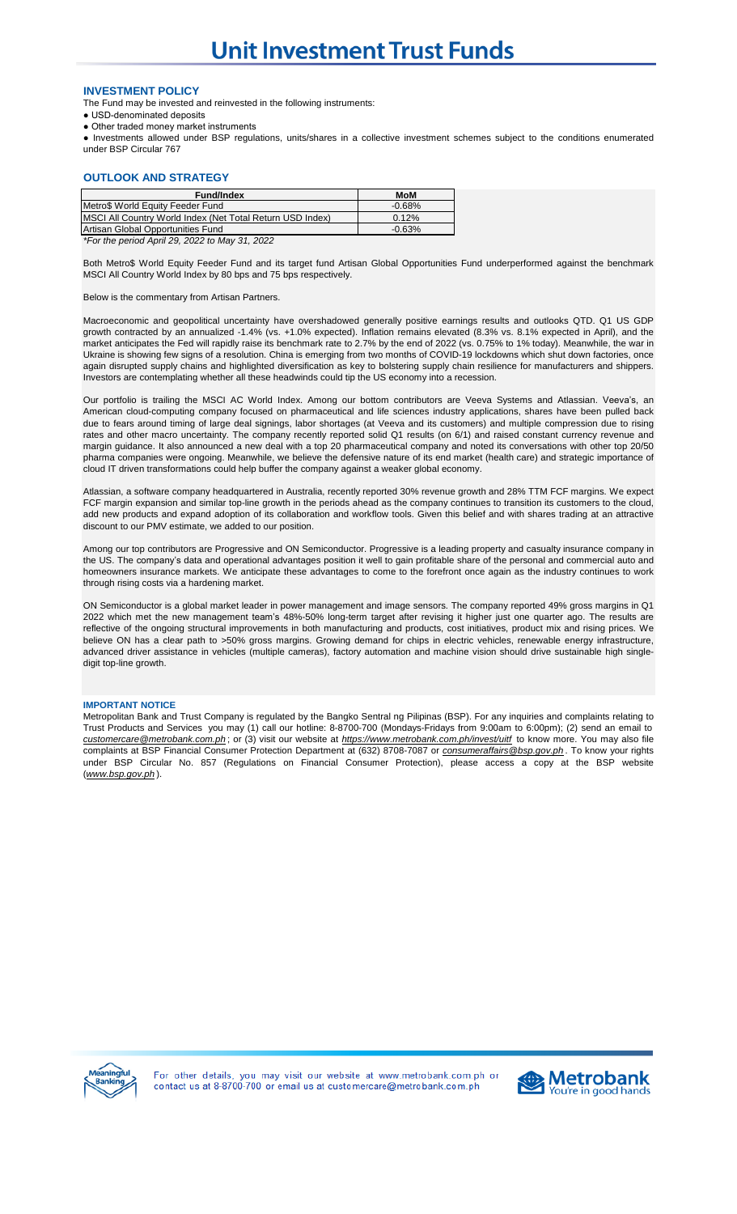# Unit Investment Trust Funds

### INVESTMENT POLICY

The Fund may be invested and reinvested in the following instruments:

- USD-denominated deposits
- Other traded money market instruments
- Investments allowed under BSP regulations, units/shares in a collective investment schemes subject to the conditions enumerated under BSP Circular 767

### OUTLOOK AND STRATEGY

| Fund/Index | MoM |
|---|---|
| Metro$ World Equity Feeder Fund | -0.68% |
| MSCI All Country World Index (Net Total Return USD Index) | 0.12% |
| Artisan Global Opportunities Fund | -0.63% |

*For the period April 29, 2022 to May 31, 2022*

Both Metro$ World Equity Feeder Fund and its target fund Artisan Global Opportunities Fund underperformed against the benchmark MSCI All Country World Index by 80 bps and 75 bps respectively.

Below is the commentary from Artisan Partners.

Macroeconomic and geopolitical uncertainty have overshadowed generally positive earnings results and outlooks QTD. Q1 US GDP growth contracted by an annualized -1.4% (vs. +1.0% expected). Inflation remains elevated (8.3% vs. 8.1% expected in April), and the market anticipates the Fed will rapidly raise its benchmark rate to 2.7% by the end of 2022 (vs. 0.75% to 1% today). Meanwhile, the war in Ukraine is showing few signs of a resolution. China is emerging from two months of COVID-19 lockdowns which shut down factories, once again disrupted supply chains and highlighted diversification as key to bolstering supply chain resilience for manufacturers and shippers. Investors are contemplating whether all these headwinds could tip the US economy into a recession.

Our portfolio is trailing the MSCI AC World Index. Among our bottom contributors are Veeva Systems and Atlassian. Veeva's, an American cloud-computing company focused on pharmaceutical and life sciences industry applications, shares have been pulled back due to fears around timing of large deal signings, labor shortages (at Veeva and its customers) and multiple compression due to rising rates and other macro uncertainty. The company recently reported solid Q1 results (on 6/1) and raised constant currency revenue and margin guidance. It also announced a new deal with a top 20 pharmaceutical company and noted its conversations with other top 20/50 pharma companies were ongoing. Meanwhile, we believe the defensive nature of its end market (health care) and strategic importance of cloud IT driven transformations could help buffer the company against a weaker global economy.

Atlassian, a software company headquartered in Australia, recently reported 30% revenue growth and 28% TTM FCF margins. We expect FCF margin expansion and similar top-line growth in the periods ahead as the company continues to transition its customers to the cloud, add new products and expand adoption of its collaboration and workflow tools. Given this belief and with shares trading at an attractive discount to our PMV estimate, we added to our position.

Among our top contributors are Progressive and ON Semiconductor. Progressive is a leading property and casualty insurance company in the US. The company's data and operational advantages position it well to gain profitable share of the personal and commercial auto and homeowners insurance markets. We anticipate these advantages to come to the forefront once again as the industry continues to work through rising costs via a hardening market.

ON Semiconductor is a global market leader in power management and image sensors. The company reported 49% gross margins in Q1 2022 which met the new management team's 48%-50% long-term target after revising it higher just one quarter ago. The results are reflective of the ongoing structural improvements in both manufacturing and products, cost initiatives, product mix and rising prices. We believe ON has a clear path to >50% gross margins. Growing demand for chips in electric vehicles, renewable energy infrastructure, advanced driver assistance in vehicles (multiple cameras), factory automation and machine vision should drive sustainable high single-digit top-line growth.

### IMPORTANT NOTICE

Metropolitan Bank and Trust Company is regulated by the Bangko Sentral ng Pilipinas (BSP). For any inquiries and complaints relating to Trust Products and Services you may (1) call our hotline: 8-8700-700 (Mondays-Fridays from 9:00am to 6:00pm); (2) send an email to *customercare@metrobank.com.ph*; or (3) visit our website at *https://www.metrobank.com.ph/invest/uitf* to know more. You may also file complaints at BSP Financial Consumer Protection Department at (632) 8708-7087 or *consumeraffairs@bsp.gov.ph*. To know your rights under BSP Circular No. 857 (Regulations on Financial Consumer Protection), please access a copy at the BSP website (*www.bsp.gov.ph*).

For other details, you may visit our website at www.metrobank.com.ph or contact us at 8-8700-700 or email us at customercare@metrobank.com.ph